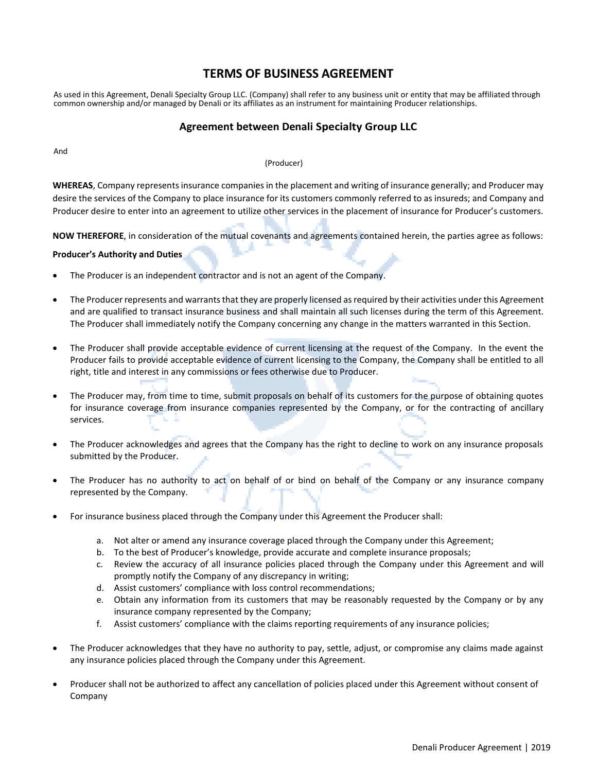# TERMS OF BUSINESS AGREEMENT

As used in this Agreement, Denali Specialty Group LLC. (Company) shall refer to any business unit or entity that may be affiliated through common ownership and/or managed by Denali or its affiliates as an instrument for maintaining Producer relationships.

## Agreement between Denali Specialty Group LLC

And

(Producer)

**WHEREAS**, Company represents insurance companies in the placement and writing of insurance generally; and Producer may desire the services of the Company to place insurance for its customers commonly referred to as insureds; and Company and Producer desire to enter into an agreement to utilize other services in the placement of insurance for Producer's customers.

**NOW THEREFORE**, in consideration of the mutual covenants and agreements contained herein, the parties agree as follows:

**Producer's Authority and Duties**

- The Producer is an independent contractor and is not an agent of the Company.
- The Producer represents and warrants that they are properly licensed as required by their activities under this Agreement and are qualified to transact insurance business and shall maintain all such licenses during the term of this Agreement. The Producer shall immediately notify the Company concerning any change in the matters warranted in this Section.
- The Producer shall provide acceptable evidence of current licensing at the request of the Company. In the event the Producer fails to provide acceptable evidence of current licensing to the Company, the Company shall be entitled to all right, title and interest in any commissions or fees otherwise due to Producer.
- The Producer may, from time to time, submit proposals on behalf of its customers for the purpose of obtaining quotes for insurance coverage from insurance companies represented by the Company, or for the contracting of ancillary services.
- The Producer acknowledges and agrees that the Company has the right to decline to work on any insurance proposals submitted by the Producer.
- The Producer has no authority to act on behalf of or bind on behalf of the Company or any insurance company represented by the Company.
- For insurance business placed through the Company under this Agreement the Producer shall:
    a. Not alter or amend any insurance coverage placed through the Company under this Agreement;
    b. To the best of Producer's knowledge, provide accurate and complete insurance proposals;
    c. Review the accuracy of all insurance policies placed through the Company under this Agreement and will promptly notify the Company of any discrepancy in writing;
    d. Assist customers' compliance with loss control recommendations;
    e. Obtain any information from its customers that may be reasonably requested by the Company or by any insurance company represented by the Company;
    f. Assist customers' compliance with the claims reporting requirements of any insurance policies;
- The Producer acknowledges that they have no authority to pay, settle, adjust, or compromise any claims made against any insurance policies placed through the Company under this Agreement.
- Producer shall not be authorized to affect any cancellation of policies placed under this Agreement without consent of Company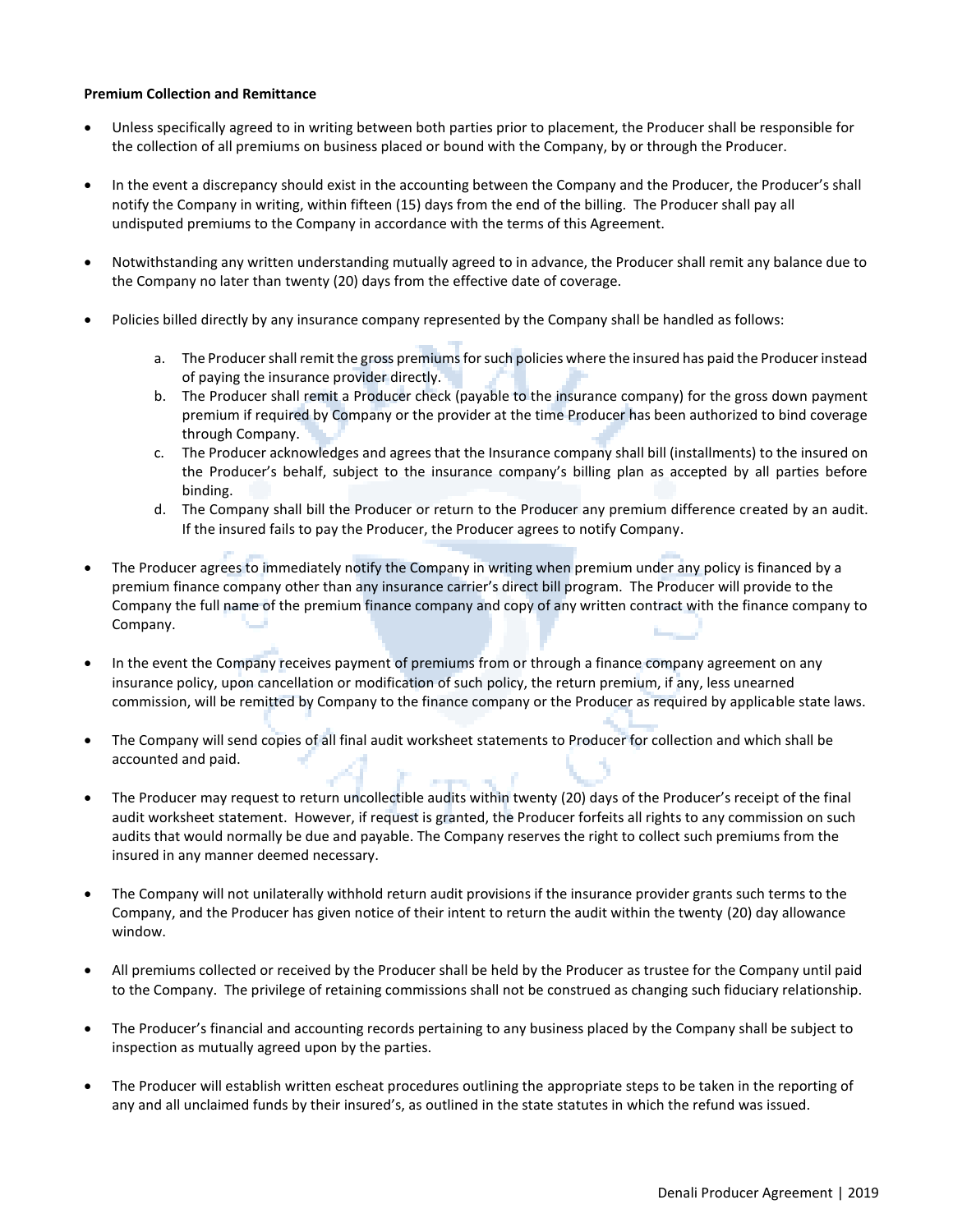**Premium Collection and Remittance**

- Unless specifically agreed to in writing between both parties prior to placement, the Producer shall be responsible for the collection of all premiums on business placed or bound with the Company, by or through the Producer.

- In the event a discrepancy should exist in the accounting between the Company and the Producer, the Producer's shall notify the Company in writing, within fifteen (15) days from the end of the billing. The Producer shall pay all undisputed premiums to the Company in accordance with the terms of this Agreement.

- Notwithstanding any written understanding mutually agreed to in advance, the Producer shall remit any balance due to the Company no later than twenty (20) days from the effective date of coverage.

- Policies billed directly by any insurance company represented by the Company shall be handled as follows:

    a. The Producer shall remit the gross premiums for such policies where the insured has paid the Producer instead of paying the insurance provider directly.
    b. The Producer shall remit a Producer check (payable to the insurance company) for the gross down payment premium if required by Company or the provider at the time Producer has been authorized to bind coverage through Company.
    c. The Producer acknowledges and agrees that the Insurance company shall bill (installments) to the insured on the Producer's behalf, subject to the insurance company's billing plan as accepted by all parties before binding.
    d. The Company shall bill the Producer or return to the Producer any premium difference created by an audit. If the insured fails to pay the Producer, the Producer agrees to notify Company.

- The Producer agrees to immediately notify the Company in writing when premium under any policy is financed by a premium finance company other than any insurance carrier's direct bill program. The Producer will provide to the Company the full name of the premium finance company and copy of any written contract with the finance company to Company.

- In the event the Company receives payment of premiums from or through a finance company agreement on any insurance policy, upon cancellation or modification of such policy, the return premium, if any, less unearned commission, will be remitted by Company to the finance company or the Producer as required by applicable state laws.

- The Company will send copies of all final audit worksheet statements to Producer for collection and which shall be accounted and paid.

- The Producer may request to return uncollectible audits within twenty (20) days of the Producer's receipt of the final audit worksheet statement. However, if request is granted, the Producer forfeits all rights to any commission on such audits that would normally be due and payable. The Company reserves the right to collect such premiums from the insured in any manner deemed necessary.

- The Company will not unilaterally withhold return audit provisions if the insurance provider grants such terms to the Company, and the Producer has given notice of their intent to return the audit within the twenty (20) day allowance window.

- All premiums collected or received by the Producer shall be held by the Producer as trustee for the Company until paid to the Company. The privilege of retaining commissions shall not be construed as changing such fiduciary relationship.

- The Producer's financial and accounting records pertaining to any business placed by the Company shall be subject to inspection as mutually agreed upon by the parties.

- The Producer will establish written escheat procedures outlining the appropriate steps to be taken in the reporting of any and all unclaimed funds by their insured's, as outlined in the state statutes in which the refund was issued.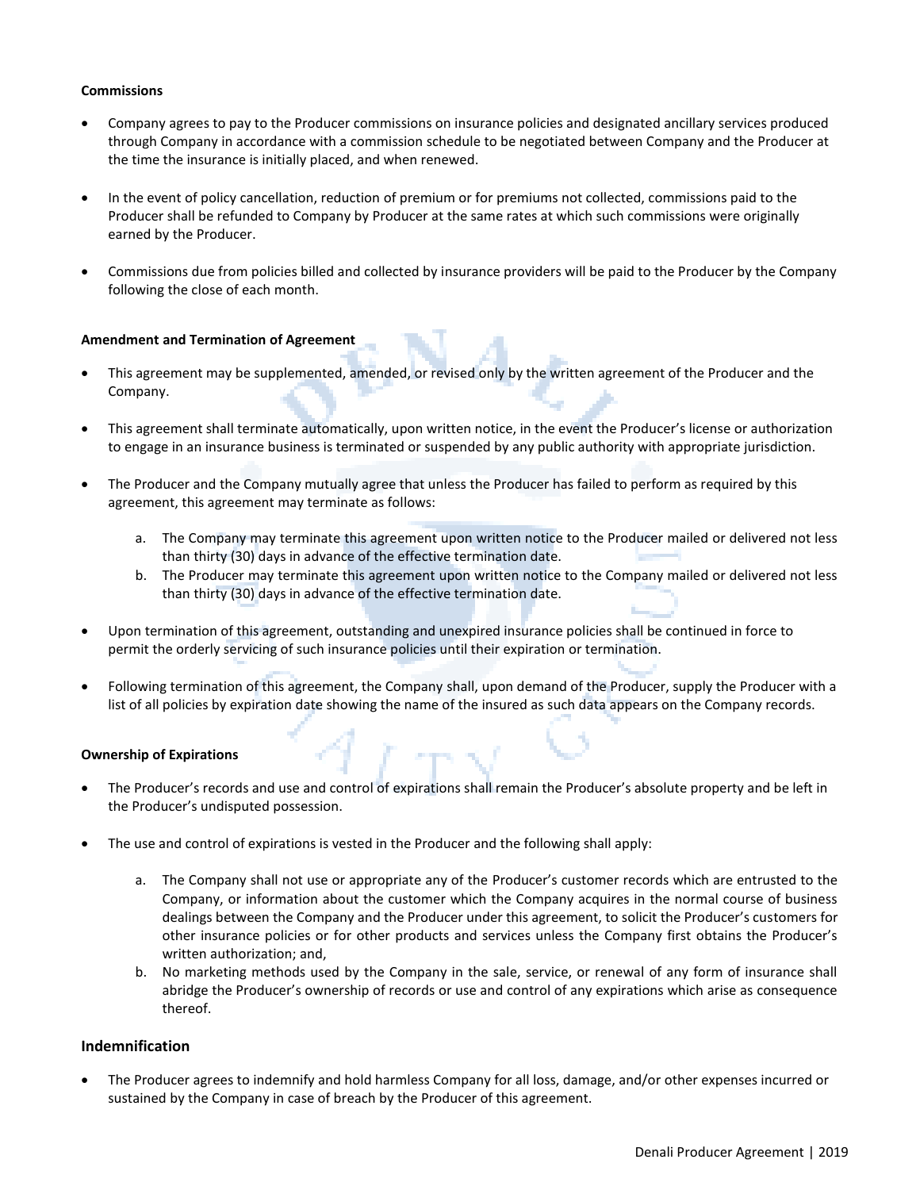**Commissions**

- Company agrees to pay to the Producer commissions on insurance policies and designated ancillary services produced through Company in accordance with a commission schedule to be negotiated between Company and the Producer at the time the insurance is initially placed, and when renewed.
- In the event of policy cancellation, reduction of premium or for premiums not collected, commissions paid to the Producer shall be refunded to Company by Producer at the same rates at which such commissions were originally earned by the Producer.
- Commissions due from policies billed and collected by insurance providers will be paid to the Producer by the Company following the close of each month.

**Amendment and Termination of Agreement**

- This agreement may be supplemented, amended, or revised only by the written agreement of the Producer and the Company.
- This agreement shall terminate automatically, upon written notice, in the event the Producer's license or authorization to engage in an insurance business is terminated or suspended by any public authority with appropriate jurisdiction.
- The Producer and the Company mutually agree that unless the Producer has failed to perform as required by this agreement, this agreement may terminate as follows:
    a. The Company may terminate this agreement upon written notice to the Producer mailed or delivered not less than thirty (30) days in advance of the effective termination date.
    b. The Producer may terminate this agreement upon written notice to the Company mailed or delivered not less than thirty (30) days in advance of the effective termination date.
- Upon termination of this agreement, outstanding and unexpired insurance policies shall be continued in force to permit the orderly servicing of such insurance policies until their expiration or termination.
- Following termination of this agreement, the Company shall, upon demand of the Producer, supply the Producer with a list of all policies by expiration date showing the name of the insured as such data appears on the Company records.

**Ownership of Expirations**

- The Producer's records and use and control of expirations shall remain the Producer's absolute property and be left in the Producer's undisputed possession.
- The use and control of expirations is vested in the Producer and the following shall apply:
    a. The Company shall not use or appropriate any of the Producer's customer records which are entrusted to the Company, or information about the customer which the Company acquires in the normal course of business dealings between the Company and the Producer under this agreement, to solicit the Producer's customers for other insurance policies or for other products and services unless the Company first obtains the Producer's written authorization; and,
    b. No marketing methods used by the Company in the sale, service, or renewal of any form of insurance shall abridge the Producer's ownership of records or use and control of any expirations which arise as consequence thereof.

## Indemnification

- The Producer agrees to indemnify and hold harmless Company for all loss, damage, and/or other expenses incurred or sustained by the Company in case of breach by the Producer of this agreement.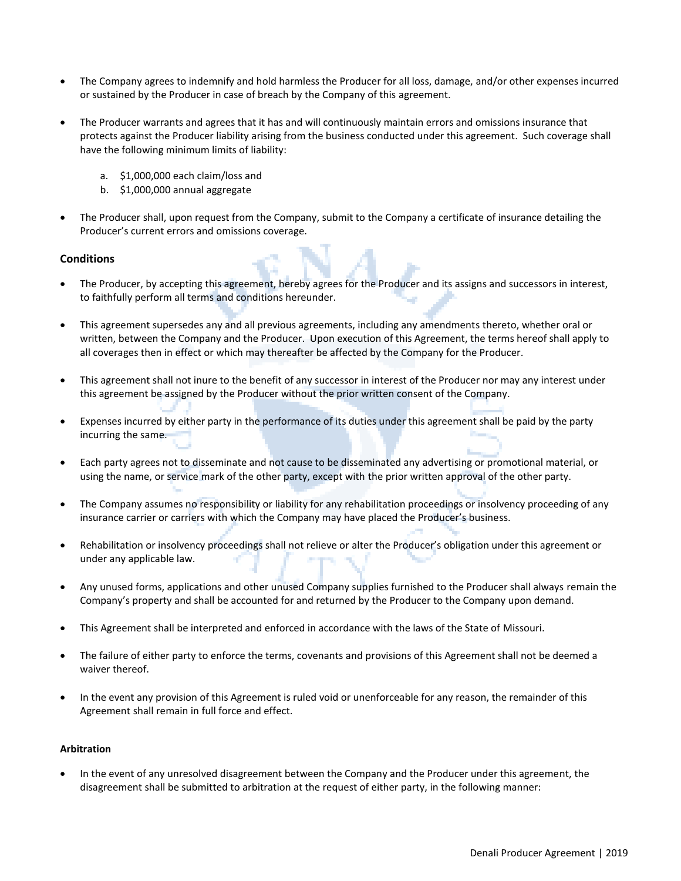- The Company agrees to indemnify and hold harmless the Producer for all loss, damage, and/or other expenses incurred or sustained by the Producer in case of breach by the Company of this agreement.

- The Producer warrants and agrees that it has and will continuously maintain errors and omissions insurance that protects against the Producer liability arising from the business conducted under this agreement. Such coverage shall have the following minimum limits of liability:

  a. $1,000,000 each claim/loss and
  b. $1,000,000 annual aggregate

- The Producer shall, upon request from the Company, submit to the Company a certificate of insurance detailing the Producer's current errors and omissions coverage.

### Conditions

- The Producer, by accepting this agreement, hereby agrees for the Producer and its assigns and successors in interest, to faithfully perform all terms and conditions hereunder.

- This agreement supersedes any and all previous agreements, including any amendments thereto, whether oral or written, between the Company and the Producer. Upon execution of this Agreement, the terms hereof shall apply to all coverages then in effect or which may thereafter be affected by the Company for the Producer.

- This agreement shall not inure to the benefit of any successor in interest of the Producer nor may any interest under this agreement be assigned by the Producer without the prior written consent of the Company.

- Expenses incurred by either party in the performance of its duties under this agreement shall be paid by the party incurring the same.

- Each party agrees not to disseminate and not cause to be disseminated any advertising or promotional material, or using the name, or service mark of the other party, except with the prior written approval of the other party.

- The Company assumes no responsibility or liability for any rehabilitation proceedings or insolvency proceeding of any insurance carrier or carriers with which the Company may have placed the Producer's business.

- Rehabilitation or insolvency proceedings shall not relieve or alter the Producer's obligation under this agreement or under any applicable law.

- Any unused forms, applications and other unused Company supplies furnished to the Producer shall always remain the Company's property and shall be accounted for and returned by the Producer to the Company upon demand.

- This Agreement shall be interpreted and enforced in accordance with the laws of the State of Missouri.

- The failure of either party to enforce the terms, covenants and provisions of this Agreement shall not be deemed a waiver thereof.

- In the event any provision of this Agreement is ruled void or unenforceable for any reason, the remainder of this Agreement shall remain in full force and effect.

#### Arbitration

- In the event of any unresolved disagreement between the Company and the Producer under this agreement, the disagreement shall be submitted to arbitration at the request of either party, in the following manner: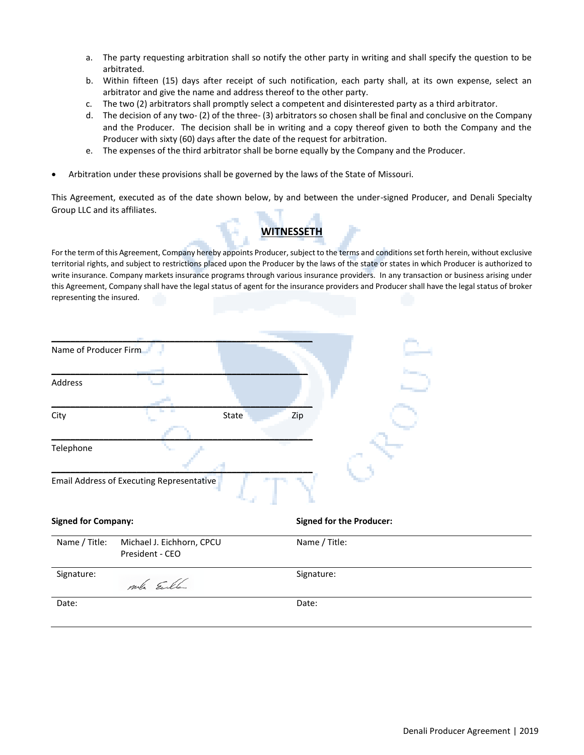a. The party requesting arbitration shall so notify the other party in writing and shall specify the question to be arbitrated.
b. Within fifteen (15) days after receipt of such notification, each party shall, at its own expense, select an arbitrator and give the name and address thereof to the other party.
c. The two (2) arbitrators shall promptly select a competent and disinterested party as a third arbitrator.
d. The decision of any two- (2) of the three- (3) arbitrators so chosen shall be final and conclusive on the Company and the Producer. The decision shall be in writing and a copy thereof given to both the Company and the Producer with sixty (60) days after the date of the request for arbitration.
e. The expenses of the third arbitrator shall be borne equally by the Company and the Producer.

- Arbitration under these provisions shall be governed by the laws of the State of Missouri.

This Agreement, executed as of the date shown below, by and between the under-signed Producer, and Denali Specialty Group LLC and its affiliates.

## WITNESSETH

For the term of this Agreement, Company hereby appoints Producer, subject to the terms and conditions set forth herein, without exclusive territorial rights, and subject to restrictions placed upon the Producer by the laws of the state or states in which Producer is authorized to write insurance. Company markets insurance programs through various insurance providers. In any transaction or business arising under this Agreement, Company shall have the legal status of agent for the insurance providers and Producer shall have the legal status of broker representing the insured.

______________________________________________
Name of Producer Firm

______________________________________________
Address

______________________________________________
City State Zip

______________________________________________
Telephone

______________________________________________
Email Address of Executing Representative

| **Signed for Company:** | | **Signed for the Producer:** |
|---|---|---|
| Name / Title: | Michael J. Eichhorn, CPCU<br>President - CEO | Name / Title: |
| Signature: | [signature] | Signature: |
| Date: | | Date: |